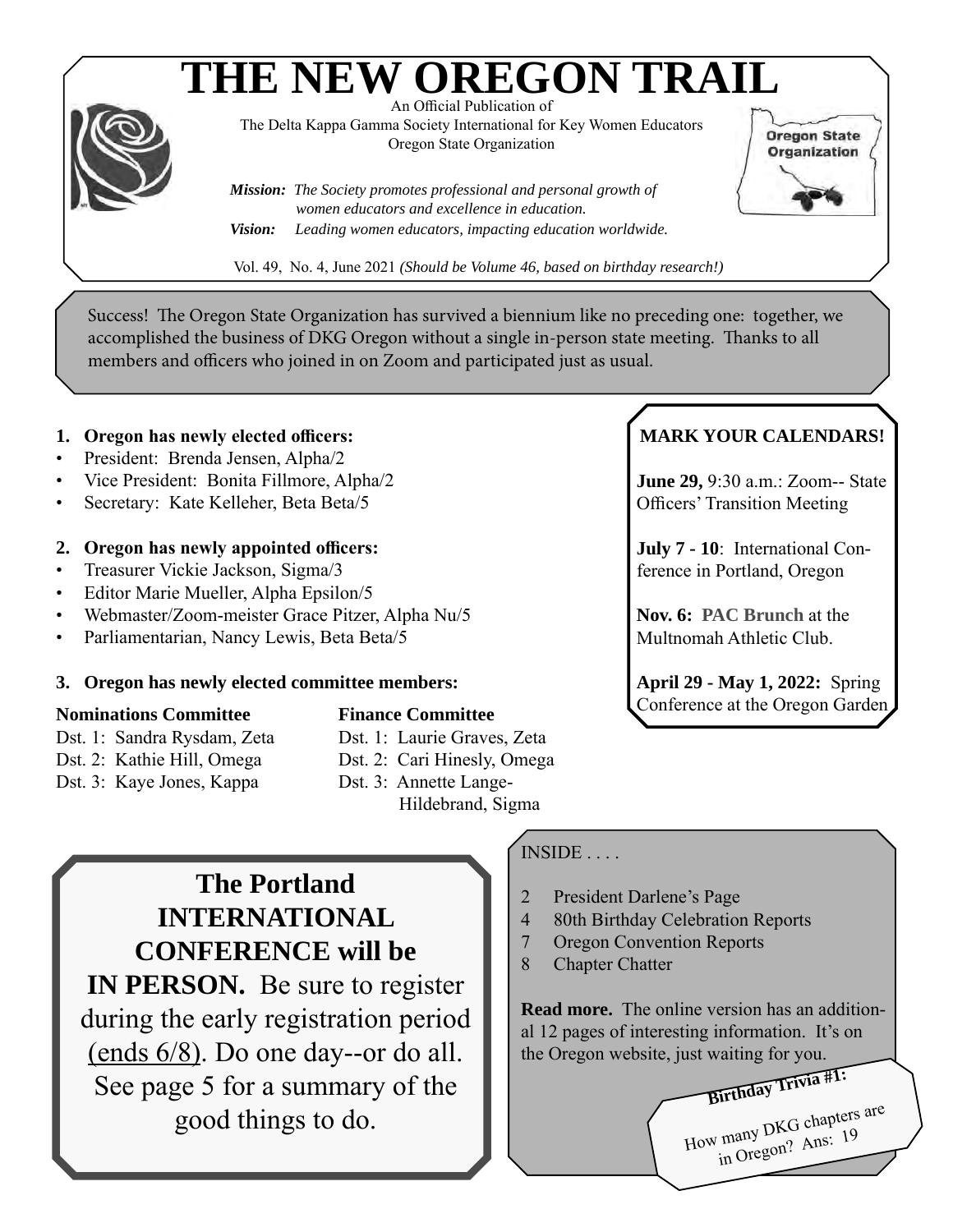# THE NEW OREGON TRAIL

An Official Publication of
The Delta Kappa Gamma Society International for Key Women Educators
Oregon State Organization

Oregon State Organization

***Mission:*** *The Society promotes professional and personal growth of women educators and excellence in education.*
***Vision:*** *Leading women educators, impacting education worldwide.*

Vol. 49, No. 4, June 2021 *(Should be Volume 46, based on birthday research!)*

Success! The Oregon State Organization has survived a biennium like no preceding one: together, we accomplished the business of DKG Oregon without a single in-person state meeting. Thanks to all members and officers who joined in on Zoom and participated just as usual.

**1. Oregon has newly elected officers:**

- President: Brenda Jensen, Alpha/2
- Vice President: Bonita Fillmore, Alpha/2
- Secretary: Kate Kelleher, Beta Beta/5

**2. Oregon has newly appointed officers:**

- Treasurer Vickie Jackson, Sigma/3
- Editor Marie Mueller, Alpha Epsilon/5
- Webmaster/Zoom-meister Grace Pitzer, Alpha Nu/5
- Parliamentarian, Nancy Lewis, Beta Beta/5

**3. Oregon has newly elected committee members:**

**Nominations Committee**
Dst. 1: Sandra Rysdam, Zeta
Dst. 2: Kathie Hill, Omega
Dst. 3: Kaye Jones, Kappa

**Finance Committee**
Dst. 1: Laurie Graves, Zeta
Dst. 2: Cari Hinesly, Omega
Dst. 3: Annette Lange-Hildebrand, Sigma

**MARK YOUR CALENDARS!**

**June 29,** 9:30 a.m.: Zoom-- State Officers' Transition Meeting

**July 7 - 10**: International Conference in Portland, Oregon

**Nov. 6: PAC Brunch** at the Multnomah Athletic Club.

**April 29 - May 1, 2022:** Spring Conference at the Oregon Garden

**The Portland INTERNATIONAL CONFERENCE will be IN PERSON.** Be sure to register during the early registration period (ends 6/8). Do one day--or do all. See page 5 for a summary of the good things to do.

INSIDE . . . .

2 President Darlene's Page
4 80th Birthday Celebration Reports
7 Oregon Convention Reports
8 Chapter Chatter

**Read more.** The online version has an additional 12 pages of interesting information. It's on the Oregon website, just waiting for you.

**Birthday Trivia #1:**
How many DKG chapters are in Oregon? Ans: 19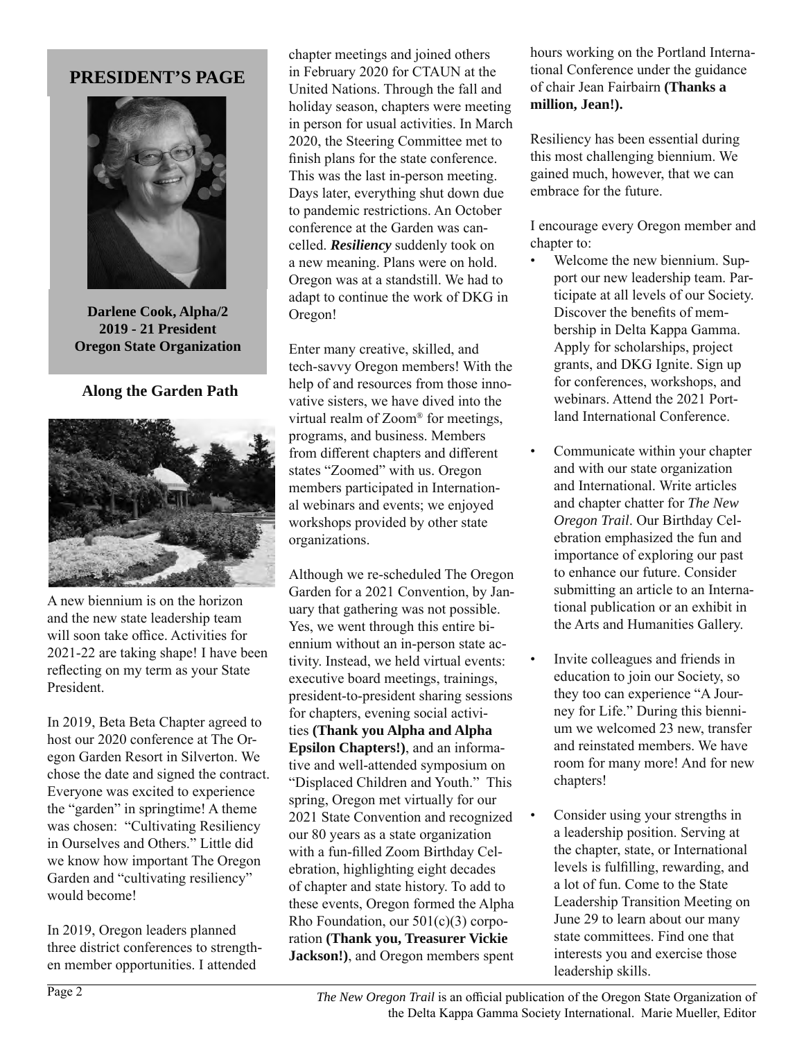# PRESIDENT'S PAGE

**Darlene Cook, Alpha/2**
**2019 - 21 President**
**Oregon State Organization**

## Along the Garden Path

A new biennium is on the horizon and the new state leadership team will soon take office. Activities for 2021-22 are taking shape! I have been reflecting on my term as your State President.

In 2019, Beta Beta Chapter agreed to host our 2020 conference at The Oregon Garden Resort in Silverton. We chose the date and signed the contract. Everyone was excited to experience the "garden" in springtime! A theme was chosen: "Cultivating Resiliency in Ourselves and Others." Little did we know how important The Oregon Garden and "cultivating resiliency" would become!

In 2019, Oregon leaders planned three district conferences to strengthen member opportunities. I attended chapter meetings and joined others in February 2020 for CTAUN at the United Nations. Through the fall and holiday season, chapters were meeting in person for usual activities. In March 2020, the Steering Committee met to finish plans for the state conference. This was the last in-person meeting. Days later, everything shut down due to pandemic restrictions. An October conference at the Garden was cancelled. ***Resiliency*** suddenly took on a new meaning. Plans were on hold. Oregon was at a standstill. We had to adapt to continue the work of DKG in Oregon!

Enter many creative, skilled, and tech-savvy Oregon members! With the help of and resources from those innovative sisters, we have dived into the virtual realm of Zoom® for meetings, programs, and business. Members from different chapters and different states "Zoomed" with us. Oregon members participated in International webinars and events; we enjoyed workshops provided by other state organizations.

Although we re-scheduled The Oregon Garden for a 2021 Convention, by January that gathering was not possible. Yes, we went through this entire biennium without an in-person state activity. Instead, we held virtual events: executive board meetings, trainings, president-to-president sharing sessions for chapters, evening social activities **(Thank you Alpha and Alpha Epsilon Chapters!)**, and an informative and well-attended symposium on "Displaced Children and Youth." This spring, Oregon met virtually for our 2021 State Convention and recognized our 80 years as a state organization with a fun-filled Zoom Birthday Celebration, highlighting eight decades of chapter and state history. To add to these events, Oregon formed the Alpha Rho Foundation, our 501(c)(3) corporation **(Thank you, Treasurer Vickie Jackson!)**, and Oregon members spent hours working on the Portland International Conference under the guidance of chair Jean Fairbairn **(Thanks a million, Jean!).**

Resiliency has been essential during this most challenging biennium. We gained much, however, that we can embrace for the future.

I encourage every Oregon member and chapter to:

- Welcome the new biennium. Support our new leadership team. Participate at all levels of our Society. Discover the benefits of membership in Delta Kappa Gamma. Apply for scholarships, project grants, and DKG Ignite. Sign up for conferences, workshops, and webinars. Attend the 2021 Portland International Conference.
- Communicate within your chapter and with our state organization and International. Write articles and chapter chatter for *The New Oregon Trail*. Our Birthday Celebration emphasized the fun and importance of exploring our past to enhance our future. Consider submitting an article to an International publication or an exhibit in the Arts and Humanities Gallery.
- Invite colleagues and friends in education to join our Society, so they too can experience "A Journey for Life." During this biennium we welcomed 23 new, transfer and reinstated members. We have room for many more! And for new chapters!
- Consider using your strengths in a leadership position. Serving at the chapter, state, or International levels is fulfilling, rewarding, and a lot of fun. Come to the State Leadership Transition Meeting on June 29 to learn about our many state committees. Find one that interests you and exercise those leadership skills.

*The New Oregon Trail* is an official publication of the Oregon State Organization of the Delta Kappa Gamma Society International. Marie Mueller, Editor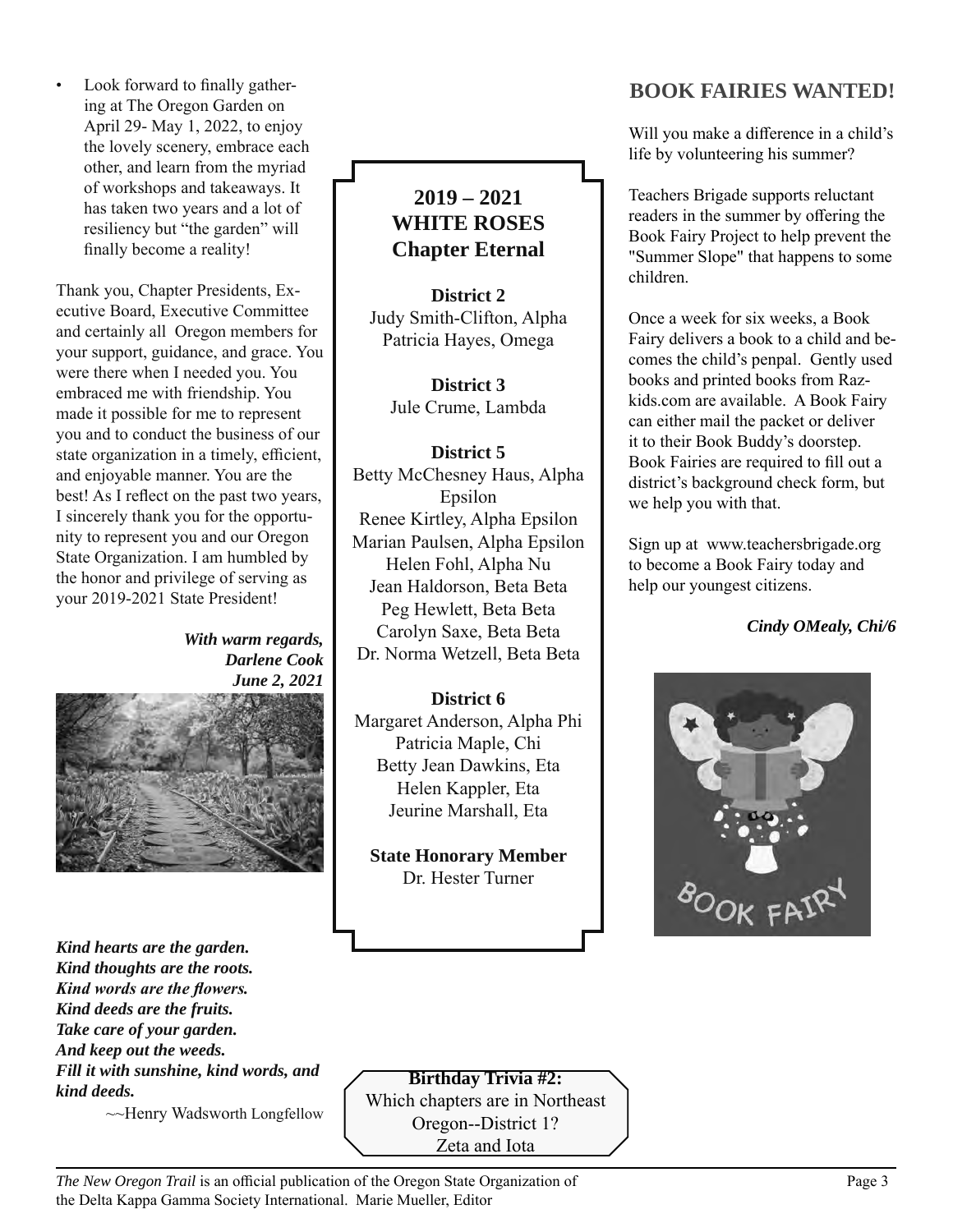- Look forward to finally gathering at The Oregon Garden on April 29- May 1, 2022, to enjoy the lovely scenery, embrace each other, and learn from the myriad of workshops and takeaways. It has taken two years and a lot of resiliency but "the garden" will finally become a reality!

Thank you, Chapter Presidents, Executive Board, Executive Committee and certainly all Oregon members for your support, guidance, and grace. You were there when I needed you. You embraced me with friendship. You made it possible for me to represent you and to conduct the business of our state organization in a timely, efficient, and enjoyable manner. You are the best! As I reflect on the past two years, I sincerely thank you for the opportunity to represent you and our Oregon State Organization. I am humbled by the honor and privilege of serving as your 2019-2021 State President!

***With warm regards,***
***Darlene Cook***
***June 2, 2021***

***Kind hearts are the garden.***
***Kind thoughts are the roots.***
***Kind words are the flowers.***
***Kind deeds are the fruits.***
***Take care of your garden.***
***And keep out the weeds.***
***Fill it with sunshine, kind words, and kind deeds.***

~~Henry Wadsworth Longfellow

## 2019 – 2021 WHITE ROSES Chapter Eternal

**District 2**
Judy Smith-Clifton, Alpha
Patricia Hayes, Omega

**District 3**
Jule Crume, Lambda

**District 5**
Betty McChesney Haus, Alpha Epsilon
Renee Kirtley, Alpha Epsilon
Marian Paulsen, Alpha Epsilon
Helen Fohl, Alpha Nu
Jean Haldorson, Beta Beta
Peg Hewlett, Beta Beta
Carolyn Saxe, Beta Beta
Dr. Norma Wetzell, Beta Beta

**District 6**
Margaret Anderson, Alpha Phi
Patricia Maple, Chi
Betty Jean Dawkins, Eta
Helen Kappler, Eta
Jeurine Marshall, Eta

**State Honorary Member**
Dr. Hester Turner

**Birthday Trivia #2:**
Which chapters are in Northeast Oregon--District 1?
Zeta and Iota

## BOOK FAIRIES WANTED!

Will you make a difference in a child's life by volunteering his summer?

Teachers Brigade supports reluctant readers in the summer by offering the Book Fairy Project to help prevent the "Summer Slope" that happens to some children.

Once a week for six weeks, a Book Fairy delivers a book to a child and becomes the child's penpal. Gently used books and printed books from Raz-kids.com are available. A Book Fairy can either mail the packet or deliver it to their Book Buddy's doorstep. Book Fairies are required to fill out a district's background check form, but we help you with that.

Sign up at www.teachersbrigade.org to become a Book Fairy today and help our youngest citizens.

***Cindy OMealy, Chi/6***

*The New Oregon Trail* is an official publication of the Oregon State Organization of the Delta Kappa Gamma Society International. Marie Mueller, Editor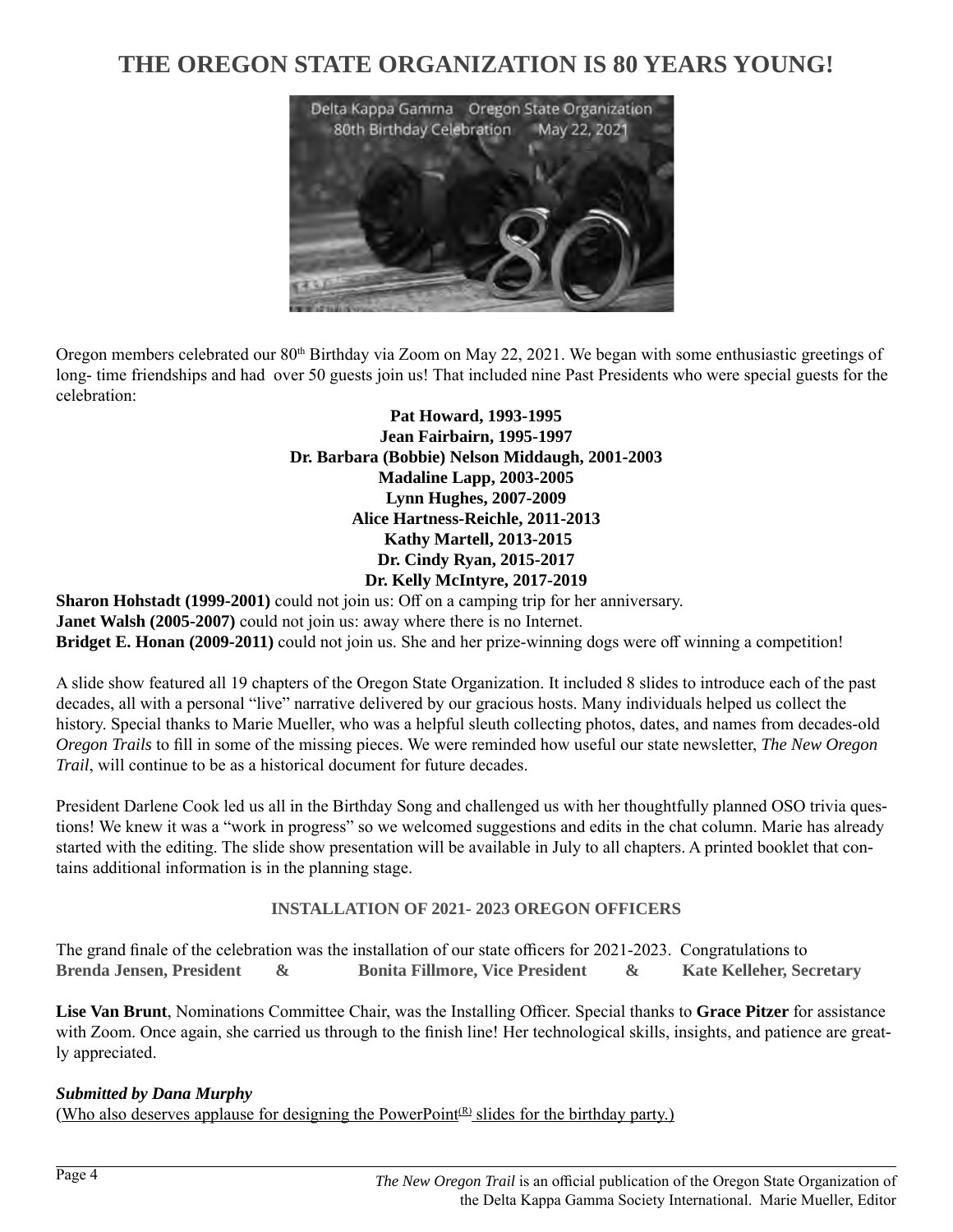# THE OREGON STATE ORGANIZATION IS 80 YEARS YOUNG!

Oregon members celebrated our 80th Birthday via Zoom on May 22, 2021. We began with some enthusiastic greetings of long- time friendships and had over 50 guests join us! That included nine Past Presidents who were special guests for the celebration:

**Pat Howard, 1993-1995**
**Jean Fairbairn, 1995-1997**
**Dr. Barbara (Bobbie) Nelson Middaugh, 2001-2003**
**Madaline Lapp, 2003-2005**
**Lynn Hughes, 2007-2009**
**Alice Hartness-Reichle, 2011-2013**
**Kathy Martell, 2013-2015**
**Dr. Cindy Ryan, 2015-2017**
**Dr. Kelly McIntyre, 2017-2019**

**Sharon Hohstadt (1999-2001)** could not join us: Off on a camping trip for her anniversary.
**Janet Walsh (2005-2007)** could not join us: away where there is no Internet.
**Bridget E. Honan (2009-2011)** could not join us. She and her prize-winning dogs were off winning a competition!

A slide show featured all 19 chapters of the Oregon State Organization. It included 8 slides to introduce each of the past decades, all with a personal "live" narrative delivered by our gracious hosts. Many individuals helped us collect the history. Special thanks to Marie Mueller, who was a helpful sleuth collecting photos, dates, and names from decades-old *Oregon Trails* to fill in some of the missing pieces. We were reminded how useful our state newsletter, *The New Oregon Trail*, will continue to be as a historical document for future decades.

President Darlene Cook led us all in the Birthday Song and challenged us with her thoughtfully planned OSO trivia questions! We knew it was a "work in progress" so we welcomed suggestions and edits in the chat column. Marie has already started with the editing. The slide show presentation will be available in July to all chapters. A printed booklet that contains additional information is in the planning stage.

### INSTALLATION OF 2021- 2023 OREGON OFFICERS

The grand finale of the celebration was the installation of our state officers for 2021-2023. Congratulations to **Brenda Jensen, President & Bonita Fillmore, Vice President & Kate Kelleher, Secretary**

**Lise Van Brunt**, Nominations Committee Chair, was the Installing Officer. Special thanks to **Grace Pitzer** for assistance with Zoom. Once again, she carried us through to the finish line! Her technological skills, insights, and patience are greatly appreciated.

***Submitted by Dana Murphy***
(Who also deserves applause for designing the PowerPoint(R) slides for the birthday party.)

*The New Oregon Trail* is an official publication of the Oregon State Organization of the Delta Kappa Gamma Society International. Marie Mueller, Editor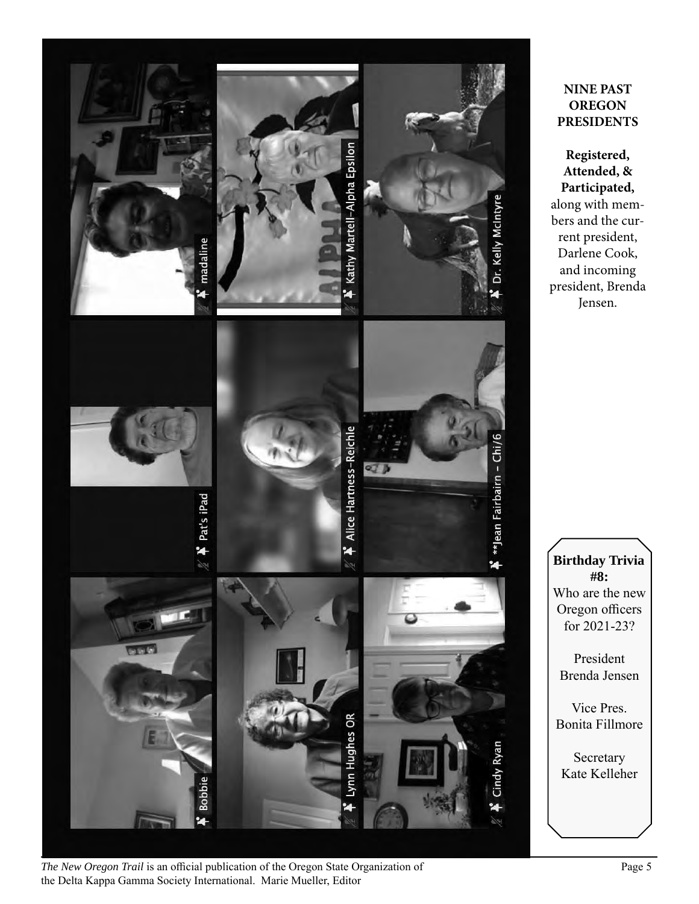**NINE PAST OREGON PRESIDENTS**

**Registered, Attended, & Participated,** along with members and the current president, Darlene Cook, and incoming president, Brenda Jensen.

**Birthday Trivia #8:**
Who are the new Oregon officers for 2021-23?

President
Brenda Jensen

Vice Pres.
Bonita Fillmore

Secretary
Kate Kelleher

*The New Oregon Trail* is an official publication of the Oregon State Organization of the Delta Kappa Gamma Society International. Marie Mueller, Editor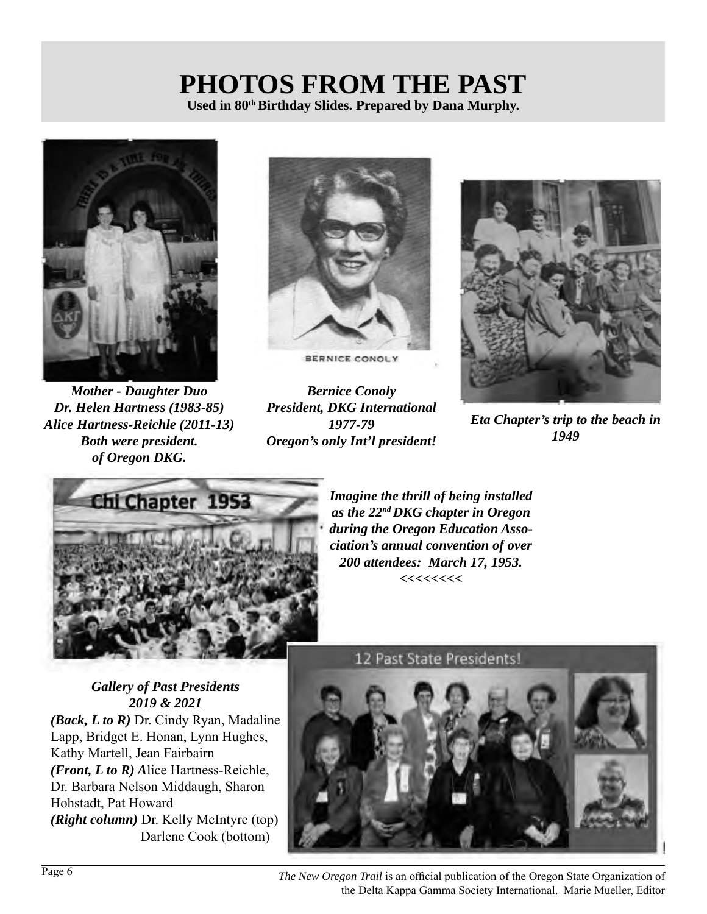# PHOTOS FROM THE PAST

**Used in 80th Birthday Slides. Prepared by Dana Murphy.**

***Mother - Daughter Duo***
***Dr. Helen Hartness (1983-85)***
***Alice Hartness-Reichle (2011-13)***
***Both were president.***
***of Oregon DKG.***

***Bernice Conoly***
***President, DKG International***
***1977-79***
***Oregon's only Int'l president!***

***Eta Chapter's trip to the beach in 1949***

***Imagine the thrill of being installed as the 22nd DKG chapter in Oregon during the Oregon Education Association's annual convention of over 200 attendees: March 17, 1953.***
***<<<<<<<<***

***Gallery of Past Presidents***
***2019 & 2021***

***(Back, L to R)*** Dr. Cindy Ryan, Madaline Lapp, Bridget E. Honan, Lynn Hughes, Kathy Martell, Jean Fairbairn
***(Front, L to R) A***lice Hartness-Reichle, Dr. Barbara Nelson Middaugh, Sharon Hohstadt, Pat Howard
***(Right column)*** Dr. Kelly McIntyre (top) Darlene Cook (bottom)

*The New Oregon Trail* is an official publication of the Oregon State Organization of the Delta Kappa Gamma Society International. Marie Mueller, Editor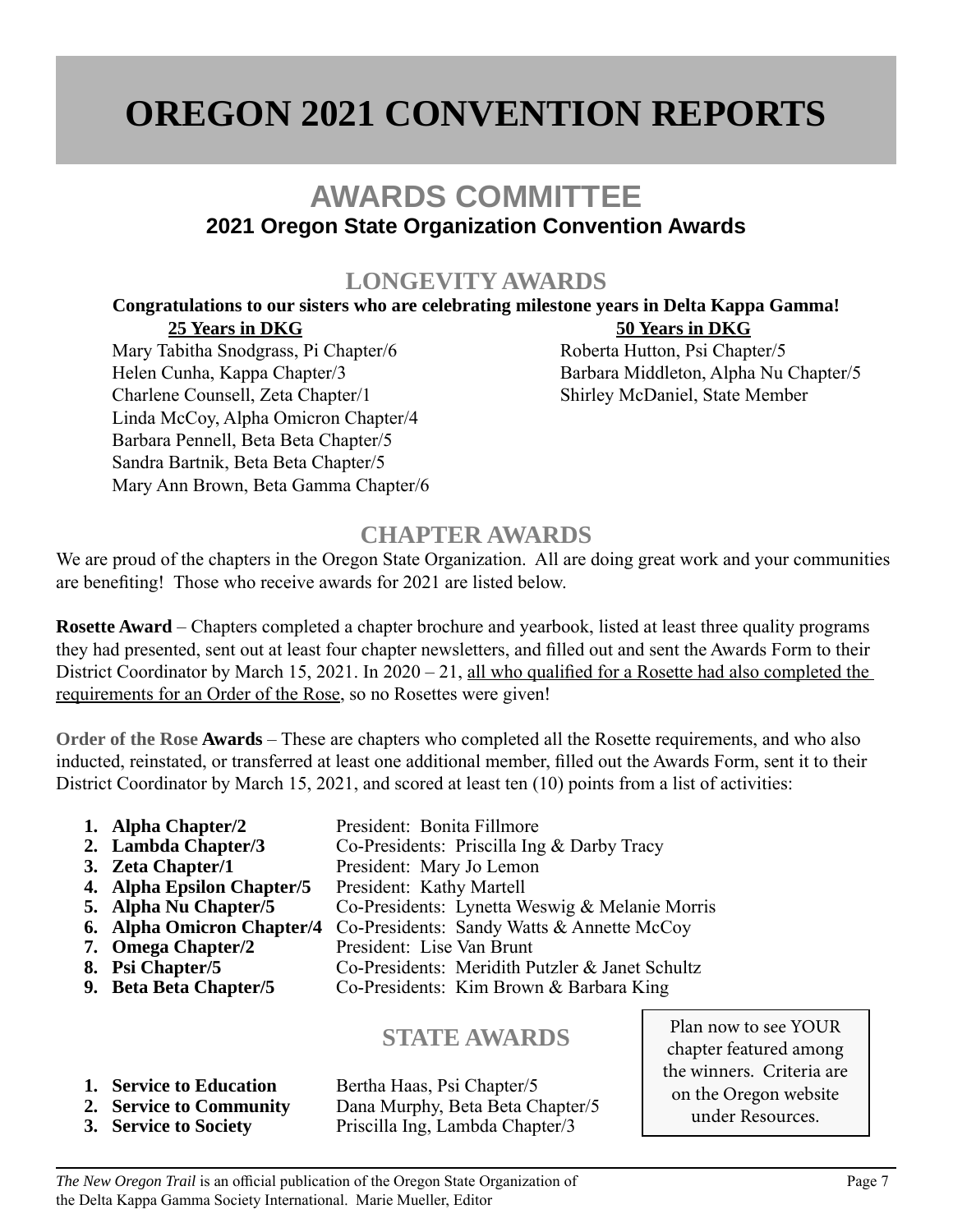# OREGON 2021 CONVENTION REPORTS

## AWARDS COMMITTEE

### 2021 Oregon State Organization Convention Awards

## LONGEVITY AWARDS

**Congratulations to our sisters who are celebrating milestone years in Delta Kappa Gamma!**

**25 Years in DKG**

Mary Tabitha Snodgrass, Pi Chapter/6
Helen Cunha, Kappa Chapter/3
Charlene Counsell, Zeta Chapter/1
Linda McCoy, Alpha Omicron Chapter/4
Barbara Pennell, Beta Beta Chapter/5
Sandra Bartnik, Beta Beta Chapter/5
Mary Ann Brown, Beta Gamma Chapter/6

**50 Years in DKG**

Roberta Hutton, Psi Chapter/5
Barbara Middleton, Alpha Nu Chapter/5
Shirley McDaniel, State Member

## CHAPTER AWARDS

We are proud of the chapters in the Oregon State Organization. All are doing great work and your communities are benefiting! Those who receive awards for 2021 are listed below.

**Rosette Award** – Chapters completed a chapter brochure and yearbook, listed at least three quality programs they had presented, sent out at least four chapter newsletters, and filled out and sent the Awards Form to their District Coordinator by March 15, 2021. In 2020 – 21, all who qualified for a Rosette had also completed the requirements for an Order of the Rose, so no Rosettes were given!

**Order of the Rose Awards** – These are chapters who completed all the Rosette requirements, and who also inducted, reinstated, or transferred at least one additional member, filled out the Awards Form, sent it to their District Coordinator by March 15, 2021, and scored at least ten (10) points from a list of activities:

1. **Alpha Chapter/2** President: Bonita Fillmore
2. **Lambda Chapter/3** Co-Presidents: Priscilla Ing & Darby Tracy
3. **Zeta Chapter/1** President: Mary Jo Lemon
4. **Alpha Epsilon Chapter/5** President: Kathy Martell
5. **Alpha Nu Chapter/5** Co-Presidents: Lynetta Weswig & Melanie Morris
6. **Alpha Omicron Chapter/4** Co-Presidents: Sandy Watts & Annette McCoy
7. **Omega Chapter/2** President: Lise Van Brunt
8. **Psi Chapter/5** Co-Presidents: Meridith Putzler & Janet Schultz
9. **Beta Beta Chapter/5** Co-Presidents: Kim Brown & Barbara King

## STATE AWARDS

1. **Service to Education** Bertha Haas, Psi Chapter/5
2. **Service to Community** Dana Murphy, Beta Beta Chapter/5
3. **Service to Society** Priscilla Ing, Lambda Chapter/3

Plan now to see YOUR chapter featured among the winners. Criteria are on the Oregon website under Resources.

*The New Oregon Trail* is an official publication of the Oregon State Organization of the Delta Kappa Gamma Society International. Marie Mueller, Editor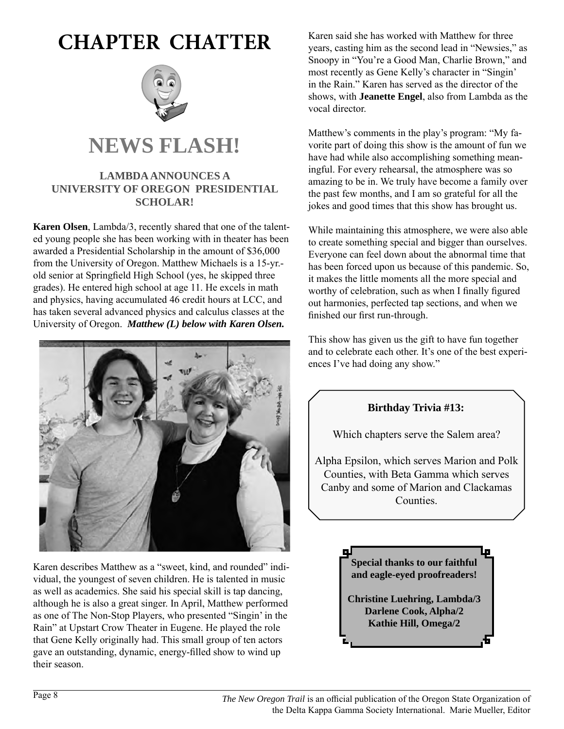# CHAPTER CHATTER

## NEWS FLASH!

### LAMBDA ANNOUNCES A UNIVERSITY OF OREGON PRESIDENTIAL SCHOLAR!

**Karen Olsen**, Lambda/3, recently shared that one of the talented young people she has been working with in theater has been awarded a Presidential Scholarship in the amount of $36,000 from the University of Oregon. Matthew Michaels is a 15-yr.-old senior at Springfield High School (yes, he skipped three grades). He entered high school at age 11. He excels in math and physics, having accumulated 46 credit hours at LCC, and has taken several advanced physics and calculus classes at the University of Oregon. ***Matthew (L) below with Karen Olsen.***

Karen describes Matthew as a "sweet, kind, and rounded" individual, the youngest of seven children. He is talented in music as well as academics. She said his special skill is tap dancing, although he is also a great singer. In April, Matthew performed as one of The Non-Stop Players, who presented "Singin' in the Rain" at Upstart Crow Theater in Eugene. He played the role that Gene Kelly originally had. This small group of ten actors gave an outstanding, dynamic, energy-filled show to wind up their season.

Karen said she has worked with Matthew for three years, casting him as the second lead in "Newsies," as Snoopy in "You're a Good Man, Charlie Brown," and most recently as Gene Kelly's character in "Singin' in the Rain." Karen has served as the director of the shows, with **Jeanette Engel**, also from Lambda as the vocal director.

Matthew's comments in the play's program: "My favorite part of doing this show is the amount of fun we have had while also accomplishing something meaningful. For every rehearsal, the atmosphere was so amazing to be in. We truly have become a family over the past few months, and I am so grateful for all the jokes and good times that this show has brought us.

While maintaining this atmosphere, we were also able to create something special and bigger than ourselves. Everyone can feel down about the abnormal time that has been forced upon us because of this pandemic. So, it makes the little moments all the more special and worthy of celebration, such as when I finally figured out harmonies, perfected tap sections, and when we finished our first run-through.

This show has given us the gift to have fun together and to celebrate each other. It's one of the best experiences I've had doing any show."

**Birthday Trivia #13:**

Which chapters serve the Salem area?

Alpha Epsilon, which serves Marion and Polk Counties, with Beta Gamma which serves Canby and some of Marion and Clackamas Counties.

**Special thanks to our faithful and eagle-eyed proofreaders!**

**Christine Luehring, Lambda/3**
**Darlene Cook, Alpha/2**
**Kathie Hill, Omega/2**

*The New Oregon Trail* is an official publication of the Oregon State Organization of the Delta Kappa Gamma Society International. Marie Mueller, Editor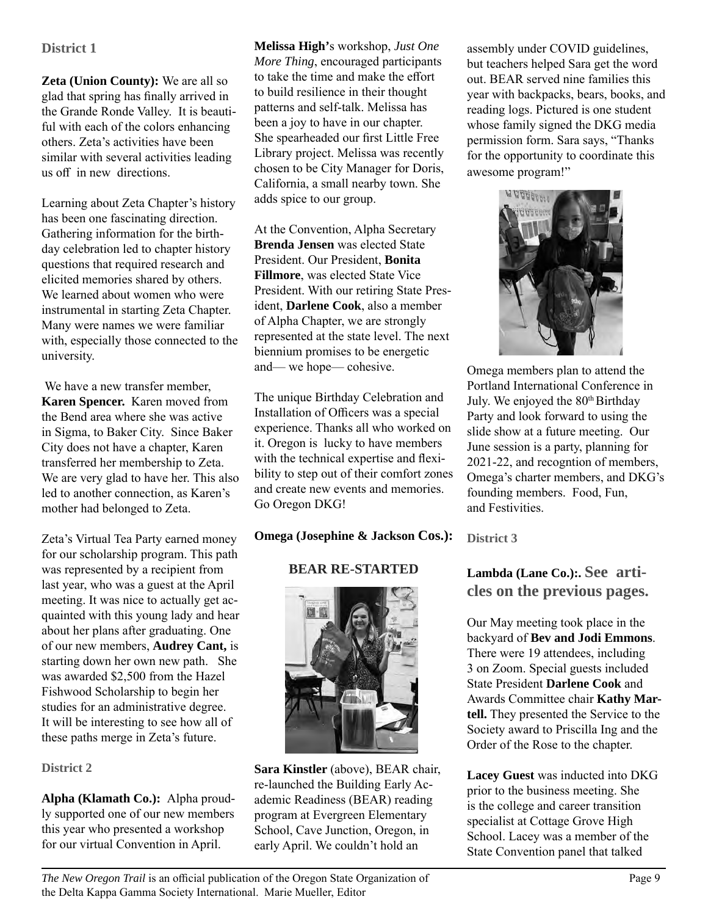### District 1

**Zeta (Union County):** We are all so glad that spring has finally arrived in the Grande Ronde Valley. It is beautiful with each of the colors enhancing others. Zeta's activities have been similar with several activities leading us off in new directions.

Learning about Zeta Chapter's history has been one fascinating direction. Gathering information for the birthday celebration led to chapter history questions that required research and elicited memories shared by others. We learned about women who were instrumental in starting Zeta Chapter. Many were names we were familiar with, especially those connected to the university.

We have a new transfer member, **Karen Spencer.** Karen moved from the Bend area where she was active in Sigma, to Baker City. Since Baker City does not have a chapter, Karen transferred her membership to Zeta. We are very glad to have her. This also led to another connection, as Karen's mother had belonged to Zeta.

Zeta's Virtual Tea Party earned money for our scholarship program. This path was represented by a recipient from last year, who was a guest at the April meeting. It was nice to actually get acquainted with this young lady and hear about her plans after graduating. One of our new members, **Audrey Cant,** is starting down her own new path. She was awarded $2,500 from the Hazel Fishwood Scholarship to begin her studies for an administrative degree. It will be interesting to see how all of these paths merge in Zeta's future.

### District 2

**Alpha (Klamath Co.):** Alpha proudly supported one of our new members this year who presented a workshop for our virtual Convention in April. **Melissa High'**s workshop, *Just One More Thing*, encouraged participants to take the time and make the effort to build resilience in their thought patterns and self-talk. Melissa has been a joy to have in our chapter. She spearheaded our first Little Free Library project. Melissa was recently chosen to be City Manager for Doris, California, a small nearby town. She adds spice to our group.

At the Convention, Alpha Secretary **Brenda Jensen** was elected State President. Our President, **Bonita Fillmore**, was elected State Vice President. With our retiring State President, **Darlene Cook**, also a member of Alpha Chapter, we are strongly represented at the state level. The next biennium promises to be energetic and— we hope— cohesive.

The unique Birthday Celebration and Installation of Officers was a special experience. Thanks all who worked on it. Oregon is lucky to have members with the technical expertise and flexibility to step out of their comfort zones and create new events and memories. Go Oregon DKG!

**Omega (Josephine & Jackson Cos.):**

**BEAR RE-STARTED**

**Sara Kinstler** (above), BEAR chair, re-launched the Building Early Academic Readiness (BEAR) reading program at Evergreen Elementary School, Cave Junction, Oregon, in early April. We couldn't hold an assembly under COVID guidelines, but teachers helped Sara get the word out. BEAR served nine families this year with backpacks, bears, books, and reading logs. Pictured is one student whose family signed the DKG media permission form. Sara says, "Thanks for the opportunity to coordinate this awesome program!"

Omega members plan to attend the Portland International Conference in July. We enjoyed the 80th Birthday Party and look forward to using the slide show at a future meeting. Our June session is a party, planning for 2021-22, and recogntion of members, Omega's charter members, and DKG's founding members. Food, Fun, and Festivities.

### District 3

**Lambda (Lane Co.):. See articles on the previous pages.**

Our May meeting took place in the backyard of **Bev and Jodi Emmons**. There were 19 attendees, including 3 on Zoom. Special guests included State President **Darlene Cook** and Awards Committee chair **Kathy Martell.** They presented the Service to the Society award to Priscilla Ing and the Order of the Rose to the chapter.

**Lacey Guest** was inducted into DKG prior to the business meeting. She is the college and career transition specialist at Cottage Grove High School. Lacey was a member of the State Convention panel that talked

*The New Oregon Trail* is an official publication of the Oregon State Organization of the Delta Kappa Gamma Society International. Marie Mueller, Editor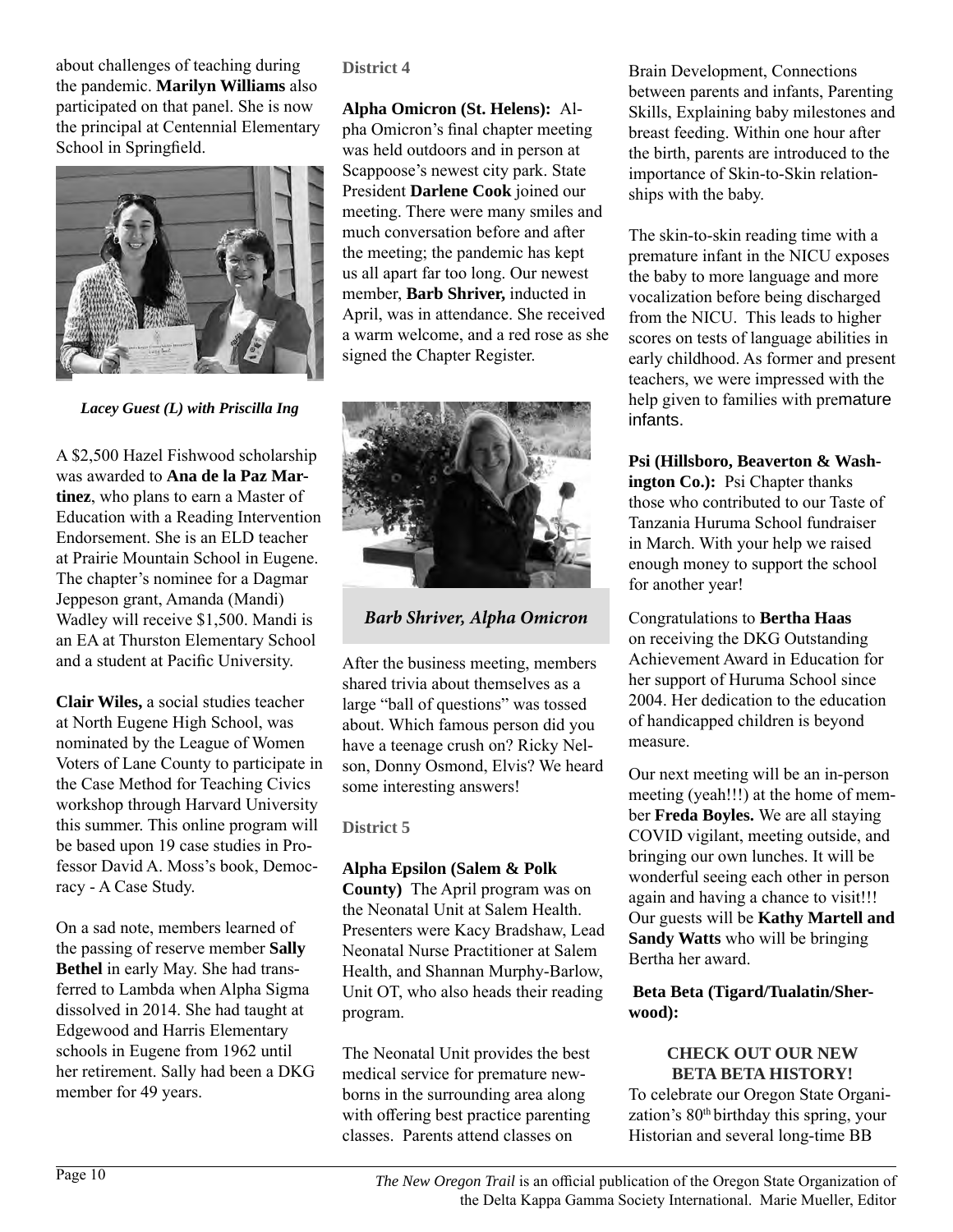about challenges of teaching during the pandemic. **Marilyn Williams** also participated on that panel. She is now the principal at Centennial Elementary School in Springfield.

*Lacey Guest (L) with Priscilla Ing*

A $2,500 Hazel Fishwood scholarship was awarded to **Ana de la Paz Martinez**, who plans to earn a Master of Education with a Reading Intervention Endorsement. She is an ELD teacher at Prairie Mountain School in Eugene. The chapter's nominee for a Dagmar Jeppeson grant, Amanda (Mandi) Wadley will receive $1,500. Mandi is an EA at Thurston Elementary School and a student at Pacific University.

**Clair Wiles,** a social studies teacher at North Eugene High School, was nominated by the League of Women Voters of Lane County to participate in the Case Method for Teaching Civics workshop through Harvard University this summer. This online program will be based upon 19 case studies in Professor David A. Moss's book, Democracy - A Case Study.

On a sad note, members learned of the passing of reserve member **Sally Bethel** in early May. She had transferred to Lambda when Alpha Sigma dissolved in 2014. She had taught at Edgewood and Harris Elementary schools in Eugene from 1962 until her retirement. Sally had been a DKG member for 49 years.

### District 4

**Alpha Omicron (St. Helens):** Alpha Omicron's final chapter meeting was held outdoors and in person at Scappoose's newest city park. State President **Darlene Cook** joined our meeting. There were many smiles and much conversation before and after the meeting; the pandemic has kept us all apart far too long. Our newest member, **Barb Shriver,** inducted in April, was in attendance. She received a warm welcome, and a red rose as she signed the Chapter Register.

*Barb Shriver, Alpha Omicron*

After the business meeting, members shared trivia about themselves as a large "ball of questions" was tossed about. Which famous person did you have a teenage crush on? Ricky Nelson, Donny Osmond, Elvis? We heard some interesting answers!

### District 5

**Alpha Epsilon (Salem & Polk County)** The April program was on the Neonatal Unit at Salem Health. Presenters were Kacy Bradshaw, Lead Neonatal Nurse Practitioner at Salem Health, and Shannan Murphy-Barlow, Unit OT, who also heads their reading program.

The Neonatal Unit provides the best medical service for premature newborns in the surrounding area along with offering best practice parenting classes. Parents attend classes on Brain Development, Connections between parents and infants, Parenting Skills, Explaining baby milestones and breast feeding. Within one hour after the birth, parents are introduced to the importance of Skin-to-Skin relationships with the baby.

The skin-to-skin reading time with a premature infant in the NICU exposes the baby to more language and more vocalization before being discharged from the NICU. This leads to higher scores on tests of language abilities in early childhood. As former and present teachers, we were impressed with the help given to families with premature infants.

**Psi (Hillsboro, Beaverton & Washington Co.):** Psi Chapter thanks those who contributed to our Taste of Tanzania Huruma School fundraiser in March. With your help we raised enough money to support the school for another year!

Congratulations to **Bertha Haas** on receiving the DKG Outstanding Achievement Award in Education for her support of Huruma School since 2004. Her dedication to the education of handicapped children is beyond measure.

Our next meeting will be an in-person meeting (yeah!!!) at the home of member **Freda Boyles.** We are all staying COVID vigilant, meeting outside, and bringing our own lunches. It will be wonderful seeing each other in person again and having a chance to visit!!! Our guests will be **Kathy Martell and Sandy Watts** who will be bringing Bertha her award.

**Beta Beta (Tigard/Tualatin/Sherwood):**

**CHECK OUT OUR NEW BETA BETA HISTORY!**

To celebrate our Oregon State Organization's 80th birthday this spring, your Historian and several long-time BB

*The New Oregon Trail* is an official publication of the Oregon State Organization of the Delta Kappa Gamma Society International. Marie Mueller, Editor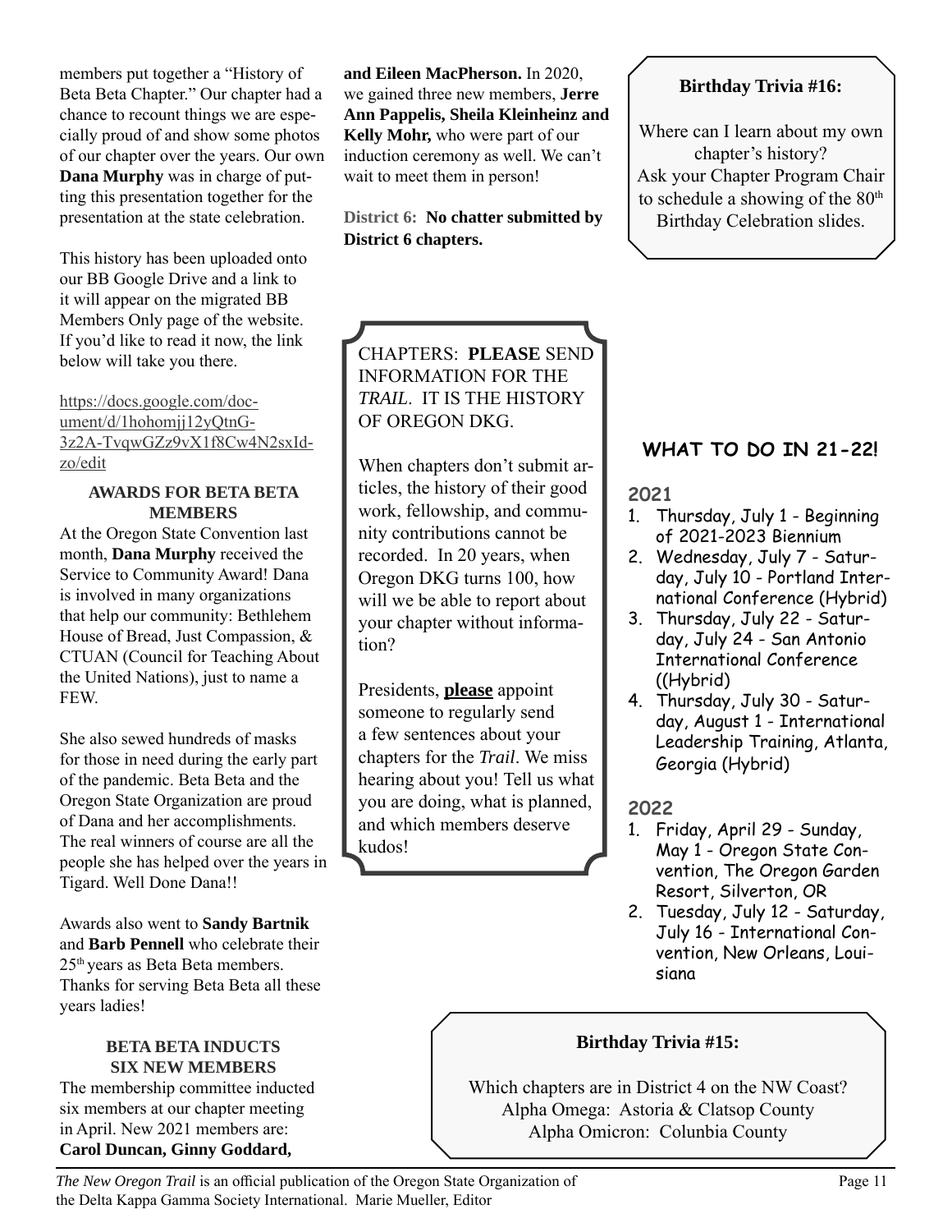members put together a "History of Beta Beta Chapter." Our chapter had a chance to recount things we are especially proud of and show some photos of our chapter over the years. Our own **Dana Murphy** was in charge of putting this presentation together for the presentation at the state celebration.

This history has been uploaded onto our BB Google Drive and a link to it will appear on the migrated BB Members Only page of the website. If you'd like to read it now, the link below will take you there.

https://docs.google.com/document/d/1hohomjj12yQtnG-3z2A-TvqwGZz9vX1f8Cw4N2sxIdzo/edit

**AWARDS FOR BETA BETA MEMBERS**

At the Oregon State Convention last month, **Dana Murphy** received the Service to Community Award! Dana is involved in many organizations that help our community: Bethlehem House of Bread, Just Compassion, & CTUAN (Council for Teaching About the United Nations), just to name a FEW.

She also sewed hundreds of masks for those in need during the early part of the pandemic. Beta Beta and the Oregon State Organization are proud of Dana and her accomplishments. The real winners of course are all the people she has helped over the years in Tigard. Well Done Dana!!

Awards also went to **Sandy Bartnik** and **Barb Pennell** who celebrate their 25th years as Beta Beta members. Thanks for serving Beta Beta all these years ladies!

**BETA BETA INDUCTS SIX NEW MEMBERS**

The membership committee inducted six members at our chapter meeting in April. New 2021 members are: **Carol Duncan, Ginny Goddard, and Eileen MacPherson.** In 2020, we gained three new members, **Jerre Ann Pappelis, Sheila Kleinheinz and Kelly Mohr,** who were part of our induction ceremony as well. We can't wait to meet them in person!

**District 6: No chatter submitted by District 6 chapters.**

CHAPTERS: **PLEASE** SEND INFORMATION FOR THE *TRAIL*. IT IS THE HISTORY OF OREGON DKG.

When chapters don't submit articles, the history of their good work, fellowship, and community contributions cannot be recorded. In 20 years, when Oregon DKG turns 100, how will we be able to report about your chapter without information?

Presidents, **please** appoint someone to regularly send a few sentences about your chapters for the *Trail*. We miss hearing about you! Tell us what you are doing, what is planned, and which members deserve kudos!

**Birthday Trivia #16:**

Where can I learn about my own chapter's history?
Ask your Chapter Program Chair to schedule a showing of the 80th Birthday Celebration slides.

## WHAT TO DO IN 21-22!

### 2021

1. Thursday, July 1 - Beginning of 2021-2023 Biennium
2. Wednesday, July 7 - Saturday, July 10 - Portland International Conference (Hybrid)
3. Thursday, July 22 - Saturday, July 24 - San Antonio International Conference ((Hybrid)
4. Thursday, July 30 - Saturday, August 1 - International Leadership Training, Atlanta, Georgia (Hybrid)

### 2022

1. Friday, April 29 - Sunday, May 1 - Oregon State Convention, The Oregon Garden Resort, Silverton, OR
2. Tuesday, July 12 - Saturday, July 16 - International Convention, New Orleans, Louisiana

**Birthday Trivia #15:**

Which chapters are in District 4 on the NW Coast?
Alpha Omega: Astoria & Clatsop County
Alpha Omicron: Columbia County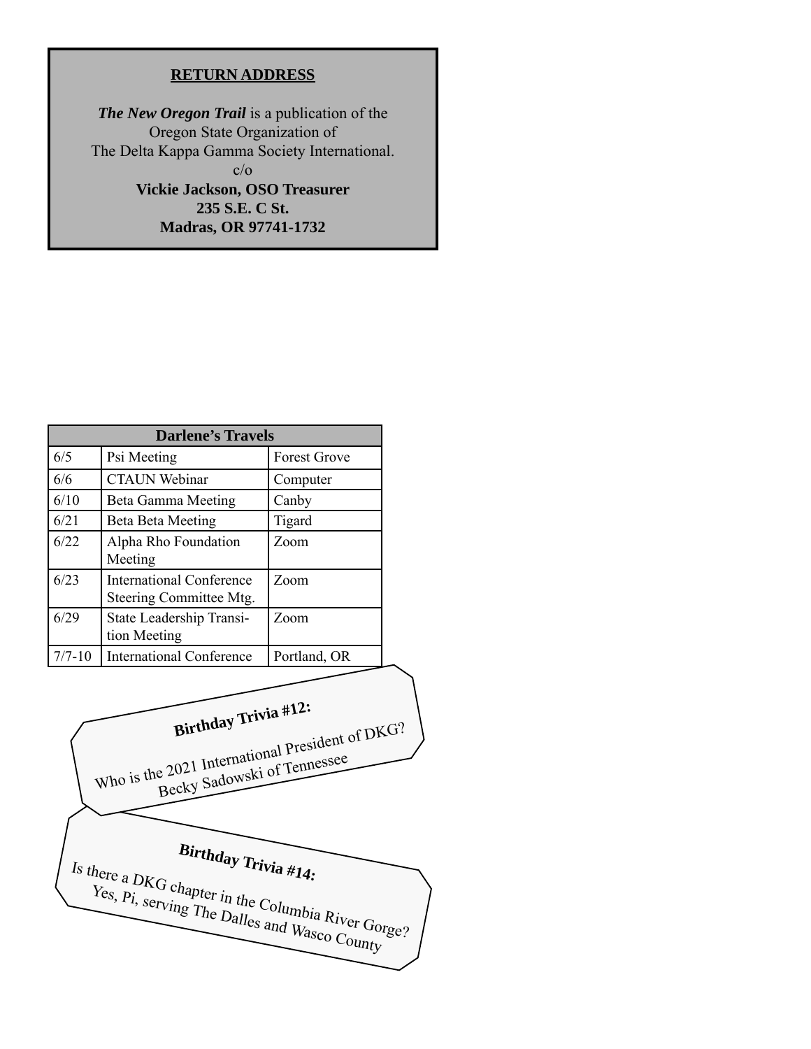**RETURN ADDRESS**

***The New Oregon Trail*** is a publication of the Oregon State Organization of The Delta Kappa Gamma Society International.
c/o
**Vickie Jackson, OSO Treasurer**
**235 S.E. C St.**
**Madras, OR 97741-1732**

| Darlene's Travels | | |
|---|---|---|
| 6/5 | Psi Meeting | Forest Grove |
| 6/6 | CTAUN Webinar | Computer |
| 6/10 | Beta Gamma Meeting | Canby |
| 6/21 | Beta Beta Meeting | Tigard |
| 6/22 | Alpha Rho Foundation Meeting | Zoom |
| 6/23 | International Conference Steering Committee Mtg. | Zoom |
| 6/29 | State Leadership Transition Meeting | Zoom |
| 7/7-10 | International Conference | Portland, OR |

**Birthday Trivia #12:**

Who is the 2021 International President of DKG?
Becky Sadowski of Tennessee

**Birthday Trivia #14:**

Is there a DKG chapter in the Columbia River Gorge?
Yes, Pi, serving The Dalles and Wasco County